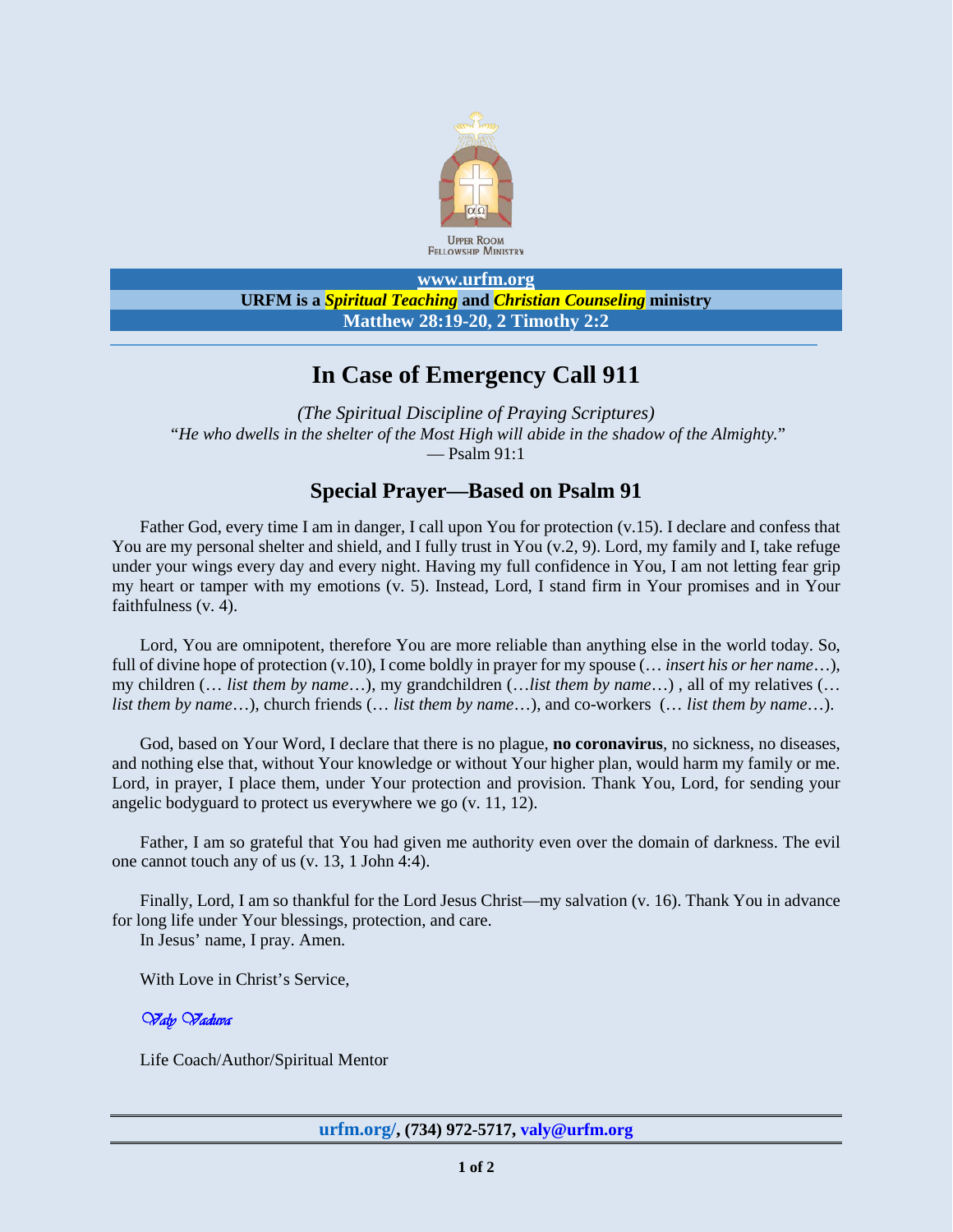UPPER ROOM
FELLOWSHIP MINISTRY

**www.urfm.org**

**URFM is a *Spiritual Teaching* and *Christian Counseling* ministry**

**Matthew 28:19-20, 2 Timothy 2:2**

---

# In Case of Emergency Call 911

*(The Spiritual Discipline of Praying Scriptures)*

"*He who dwells in the shelter of the Most High will abide in the shadow of the Almighty.*"

— Psalm 91:1

## Special Prayer—Based on Psalm 91

Father God, every time I am in danger, I call upon You for protection (v.15). I declare and confess that You are my personal shelter and shield, and I fully trust in You (v.2, 9). Lord, my family and I, take refuge under your wings every day and every night. Having my full confidence in You, I am not letting fear grip my heart or tamper with my emotions (v. 5). Instead, Lord, I stand firm in Your promises and in Your faithfulness (v. 4).

Lord, You are omnipotent, therefore You are more reliable than anything else in the world today. So, full of divine hope of protection (v.10), I come boldly in prayer for my spouse (… *insert his or her name*…), my children (… *list them by name*…), my grandchildren (…*list them by name*…) , all of my relatives (… *list them by name*…), church friends (… *list them by name*…), and co-workers (… *list them by name*…).

God, based on Your Word, I declare that there is no plague, **no coronavirus**, no sickness, no diseases, and nothing else that, without Your knowledge or without Your higher plan, would harm my family or me. Lord, in prayer, I place them, under Your protection and provision. Thank You, Lord, for sending your angelic bodyguard to protect us everywhere we go (v. 11, 12).

Father, I am so grateful that You had given me authority even over the domain of darkness. The evil one cannot touch any of us (v. 13, 1 John 4:4).

Finally, Lord, I am so thankful for the Lord Jesus Christ—my salvation (v. 16). Thank You in advance for long life under Your blessings, protection, and care.

In Jesus' name, I pray. Amen.

With Love in Christ's Service,

*Valy Vaduva*

Life Coach/Author/Spiritual Mentor

---

**urfm.org/, (734) 972-5717, valy@urfm.org**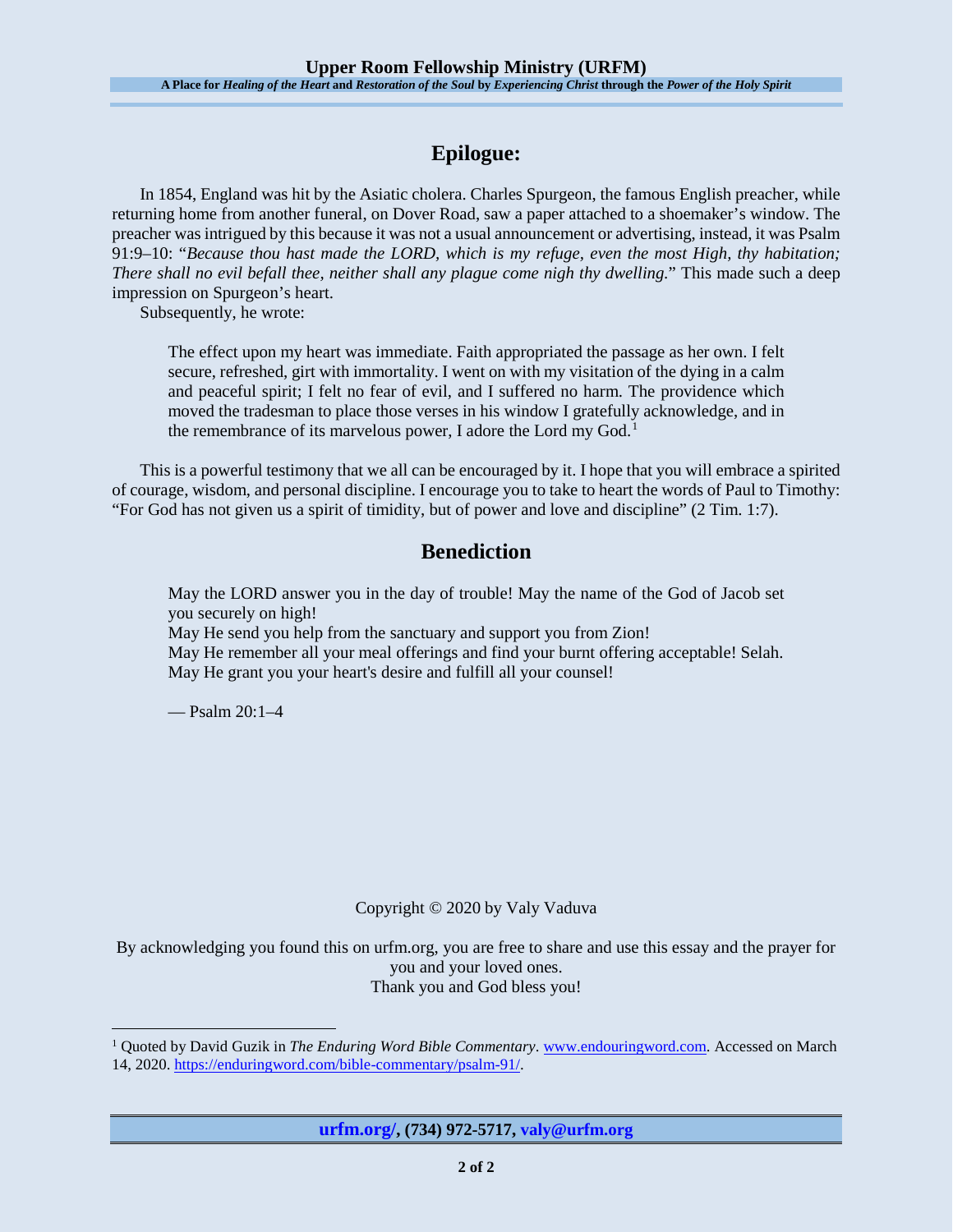## Epilogue:

In 1854, England was hit by the Asiatic cholera. Charles Spurgeon, the famous English preacher, while returning home from another funeral, on Dover Road, saw a paper attached to a shoemaker's window. The preacher was intrigued by this because it was not a usual announcement or advertising, instead, it was Psalm 91:9–10: "*Because thou hast made the LORD, which is my refuge, even the most High, thy habitation; There shall no evil befall thee, neither shall any plague come nigh thy dwelling.*" This made such a deep impression on Spurgeon's heart.

Subsequently, he wrote:

> The effect upon my heart was immediate. Faith appropriated the passage as her own. I felt secure, refreshed, girt with immortality. I went on with my visitation of the dying in a calm and peaceful spirit; I felt no fear of evil, and I suffered no harm. The providence which moved the tradesman to place those verses in his window I gratefully acknowledge, and in the remembrance of its marvelous power, I adore the Lord my God.[1]

This is a powerful testimony that we all can be encouraged by it. I hope that you will embrace a spirited of courage, wisdom, and personal discipline. I encourage you to take to heart the words of Paul to Timothy: "For God has not given us a spirit of timidity, but of power and love and discipline" (2 Tim. 1:7).

## Benediction

> May the LORD answer you in the day of trouble! May the name of the God of Jacob set you securely on high!
> May He send you help from the sanctuary and support you from Zion!
> May He remember all your meal offerings and find your burnt offering acceptable! Selah.
> May He grant you your heart's desire and fulfill all your counsel!
>
> — Psalm 20:1–4

Copyright © 2020 by Valy Vaduva

By acknowledging you found this on urfm.org, you are free to share and use this essay and the prayer for you and your loved ones.
Thank you and God bless you!

---

[1] Quoted by David Guzik in *The Enduring Word Bible Commentary*. www.endouringword.com. Accessed on March 14, 2020. https://enduringword.com/bible-commentary/psalm-91/.

urfm.org/, (734) 972-5717, valy@urfm.org